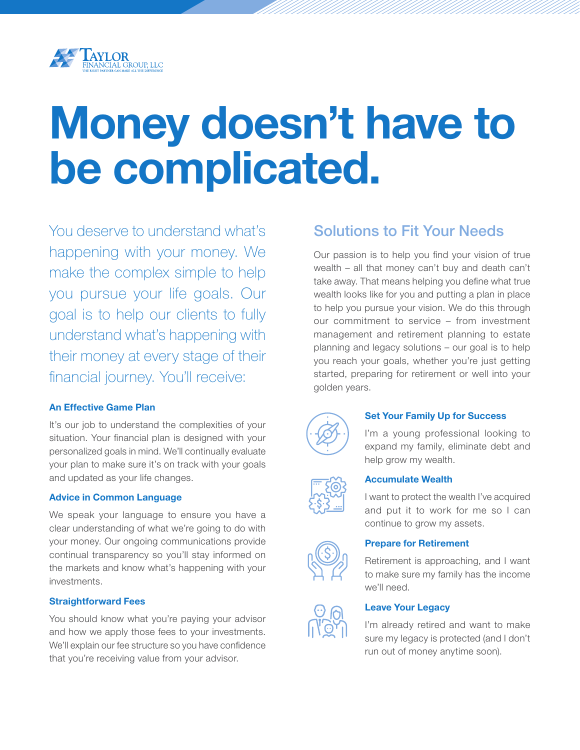Taylor Financial Group, LLC
The Right Partner Can Make All the Difference

# Money doesn't have to be complicated.

You deserve to understand what's happening with your money. We make the complex simple to help you pursue your life goals. Our goal is to help our clients to fully understand what's happening with their money at every stage of their financial journey. You'll receive:

### An Effective Game Plan

It's our job to understand the complexities of your situation. Your financial plan is designed with your personalized goals in mind. We'll continually evaluate your plan to make sure it's on track with your goals and updated as your life changes.

### Advice in Common Language

We speak your language to ensure you have a clear understanding of what we're going to do with your money. Our ongoing communications provide continual transparency so you'll stay informed on the markets and know what's happening with your investments.

### Straightforward Fees

You should know what you're paying your advisor and how we apply those fees to your investments. We'll explain our fee structure so you have confidence that you're receiving value from your advisor.

## Solutions to Fit Your Needs

Our passion is to help you find your vision of true wealth – all that money can't buy and death can't take away. That means helping you define what true wealth looks like for you and putting a plan in place to help you pursue your vision. We do this through our commitment to service – from investment management and retirement planning to estate planning and legacy solutions – our goal is to help you reach your goals, whether you're just getting started, preparing for retirement or well into your golden years.

### Set Your Family Up for Success

I'm a young professional looking to expand my family, eliminate debt and help grow my wealth.

### Accumulate Wealth

I want to protect the wealth I've acquired and put it to work for me so I can continue to grow my assets.

### Prepare for Retirement

Retirement is approaching, and I want to make sure my family has the income we'll need.

### Leave Your Legacy

I'm already retired and want to make sure my legacy is protected (and I don't run out of money anytime soon).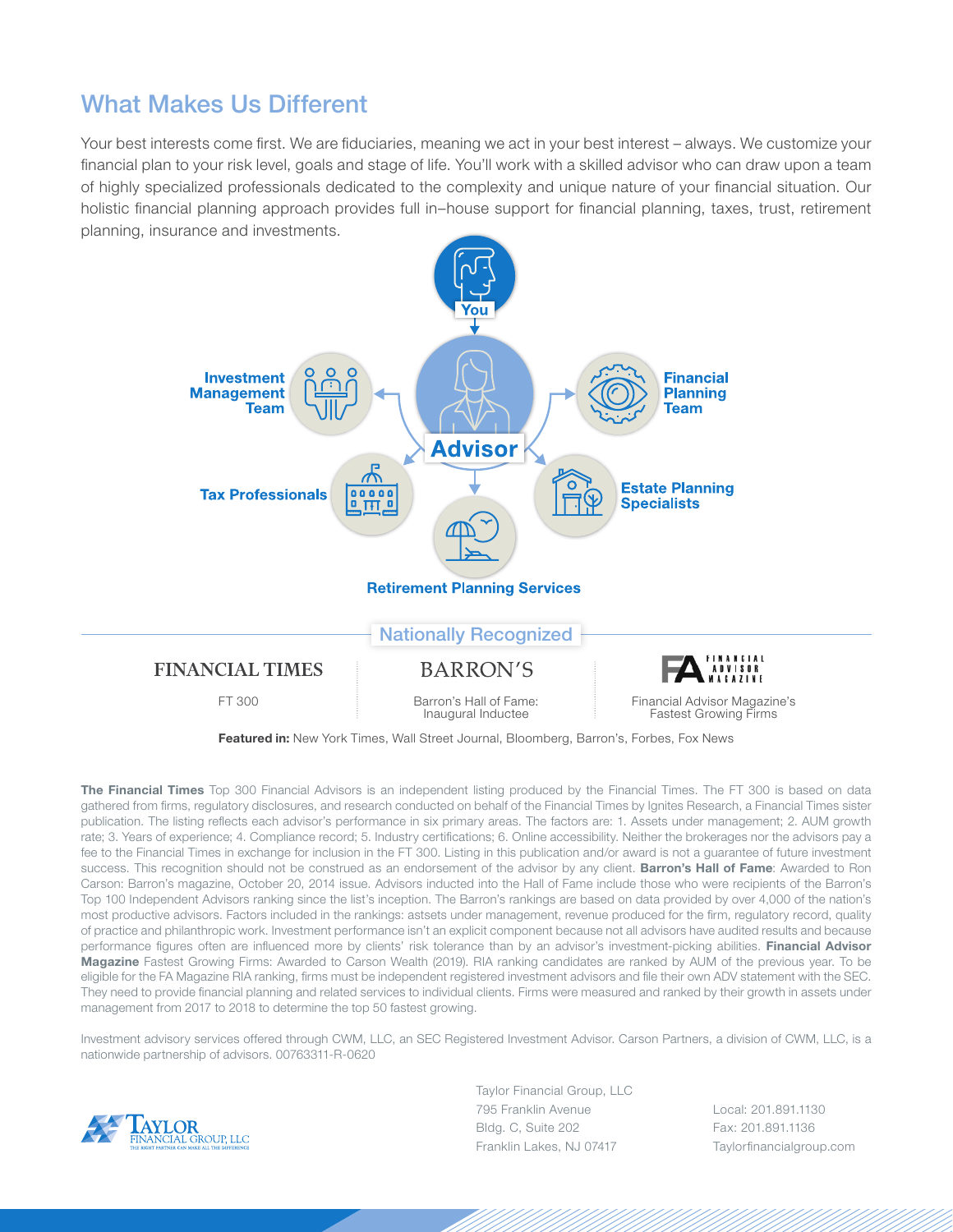## What Makes Us Different

Your best interests come first. We are fiduciaries, meaning we act in your best interest – always. We customize your financial plan to your risk level, goals and stage of life. You'll work with a skilled advisor who can draw upon a team of highly specialized professionals dedicated to the complexity and unique nature of your financial situation. Our holistic financial planning approach provides full in–house support for financial planning, taxes, trust, retirement planning, insurance and investments.

You

Advisor

Investment Management Team

Financial Planning Team

Tax Professionals

Estate Planning Specialists

Retirement Planning Services

### Nationally Recognized

| FINANCIAL TIMES | BARRON'S | FA FINANCIAL ADVISOR MAGAZINE |
|---|---|---|
| FT 300 | Barron's Hall of Fame: Inaugural Inductee | Financial Advisor Magazine's Fastest Growing Firms |

**Featured in:** New York Times, Wall Street Journal, Bloomberg, Barron's, Forbes, Fox News

**The Financial Times** Top 300 Financial Advisors is an independent listing produced by the Financial Times. The FT 300 is based on data gathered from firms, regulatory disclosures, and research conducted on behalf of the Financial Times by Ignites Research, a Financial Times sister publication. The listing reflects each advisor's performance in six primary areas. The factors are: 1. Assets under management; 2. AUM growth rate; 3. Years of experience; 4. Compliance record; 5. Industry certifications; 6. Online accessibility. Neither the brokerages nor the advisors pay a fee to the Financial Times in exchange for inclusion in the FT 300. Listing in this publication and/or award is not a guarantee of future investment success. This recognition should not be construed as an endorsement of the advisor by any client. **Barron's Hall of Fame**: Awarded to Ron Carson: Barron's magazine, October 20, 2014 issue. Advisors inducted into the Hall of Fame include those who were recipients of the Barron's Top 100 Independent Advisors ranking since the list's inception. The Barron's rankings are based on data provided by over 4,000 of the nation's most productive advisors. Factors included in the rankings: astsets under management, revenue produced for the firm, regulatory record, quality of practice and philanthropic work. Investment performance isn't an explicit component because not all advisors have audited results and because performance figures often are influenced more by clients' risk tolerance than by an advisor's investment-picking abilities. **Financial Advisor Magazine** Fastest Growing Firms: Awarded to Carson Wealth (2019). RIA ranking candidates are ranked by AUM of the previous year. To be eligible for the FA Magazine RIA ranking, firms must be independent registered investment advisors and file their own ADV statement with the SEC. They need to provide financial planning and related services to individual clients. Firms were measured and ranked by their growth in assets under management from 2017 to 2018 to determine the top 50 fastest growing.

Investment advisory services offered through CWM, LLC, an SEC Registered Investment Advisor. Carson Partners, a division of CWM, LLC, is a nationwide partnership of advisors. 00763311-R-0620

TAYLOR FINANCIAL GROUP, LLC
THE RIGHT PARTNER CAN MAKE ALL THE DIFFERENCE

Taylor Financial Group, LLC
795 Franklin Avenue
Bldg. C, Suite 202
Franklin Lakes, NJ 07417

Local: 201.891.1130
Fax: 201.891.1136
Taylorfinancialgroup.com